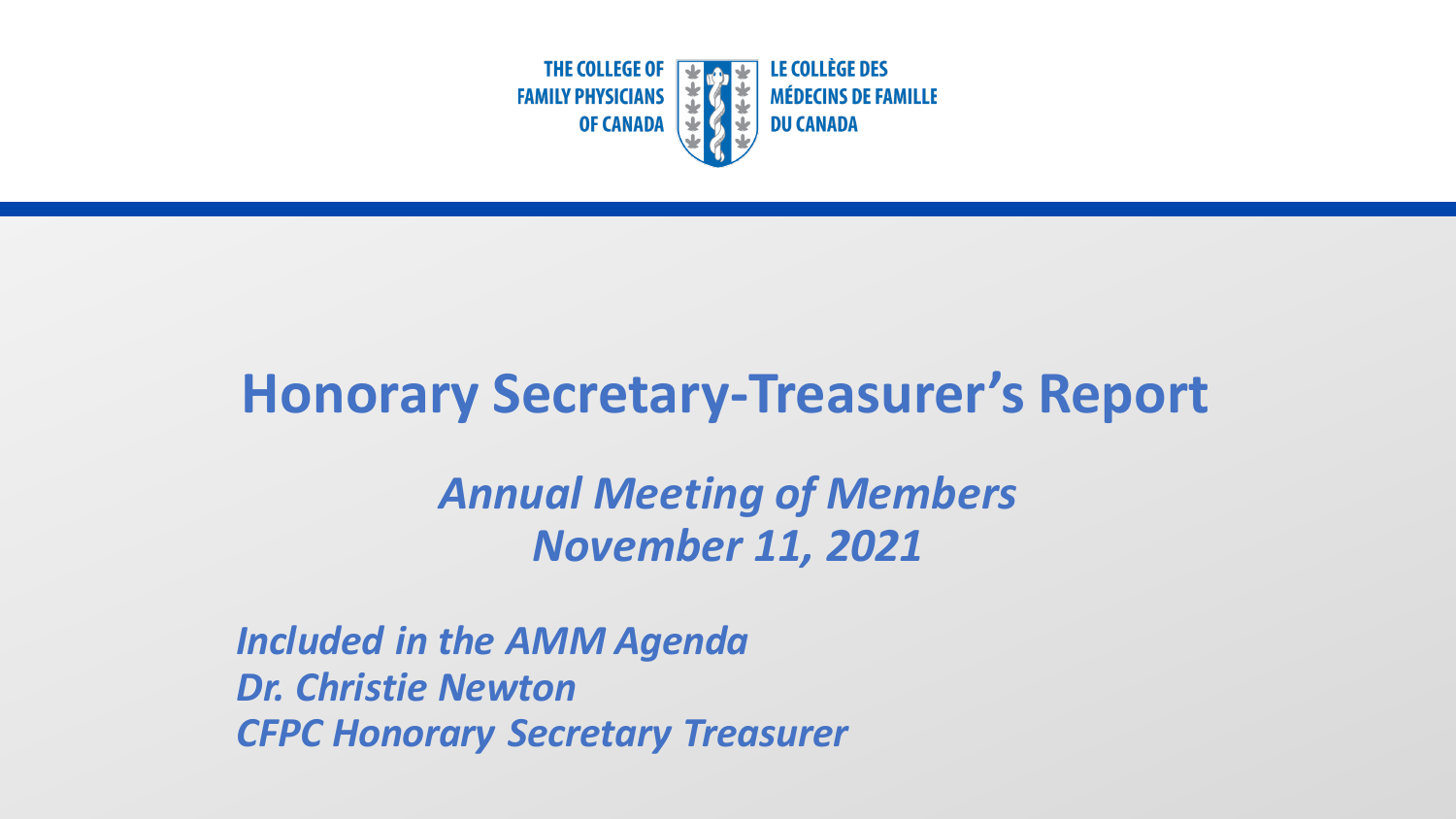THE COLLEGE OF FAMILY PHYSICIANS OF CANADA

LE COLLÈGE DES MÉDECINS DE FAMILLE DU CANADA

# Honorary Secretary-Treasurer's Report

## *Annual Meeting of Members*
## *November 11, 2021*

*Included in the AMM Agenda*
*Dr. Christie Newton*
*CFPC Honorary Secretary Treasurer*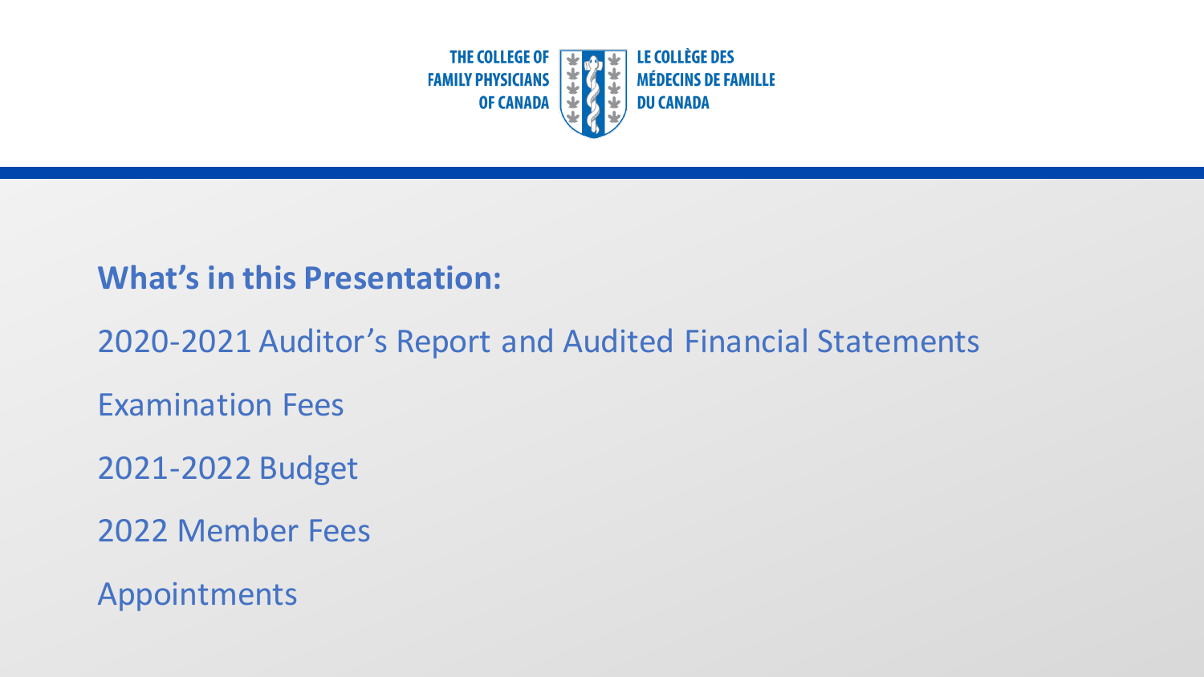THE COLLEGE OF FAMILY PHYSICIANS OF CANADA | LE COLLÈGE DES MÉDECINS DE FAMILLE DU CANADA

## What's in this Presentation:

2020-2021 Auditor's Report and Audited Financial Statements

Examination Fees

2021-2022 Budget

2022 Member Fees

Appointments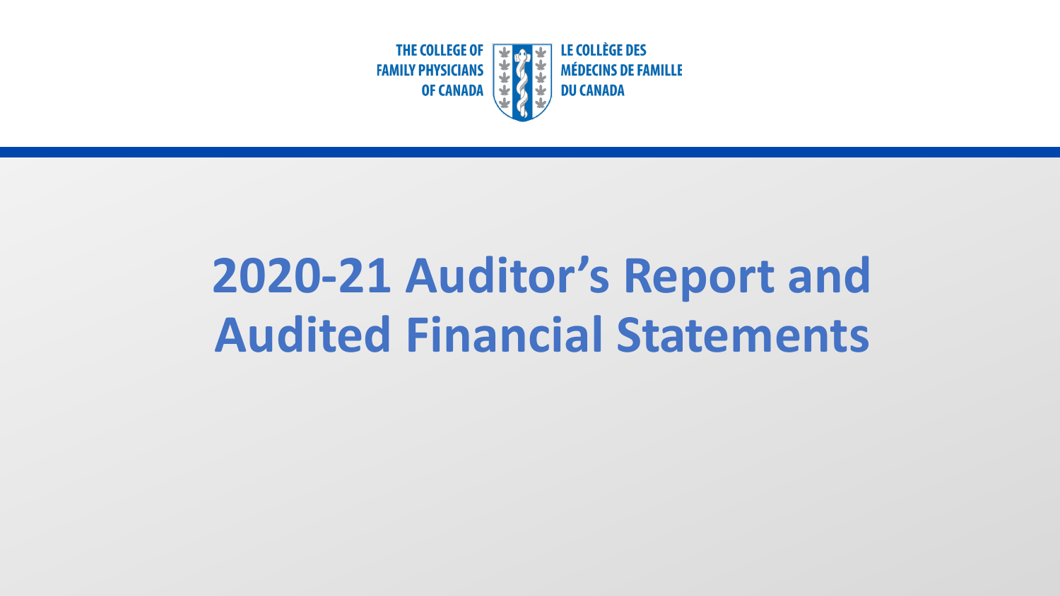THE COLLEGE OF FAMILY PHYSICIANS OF CANADA

LE COLLÈGE DES MÉDECINS DE FAMILLE DU CANADA

# 2020-21 Auditor's Report and Audited Financial Statements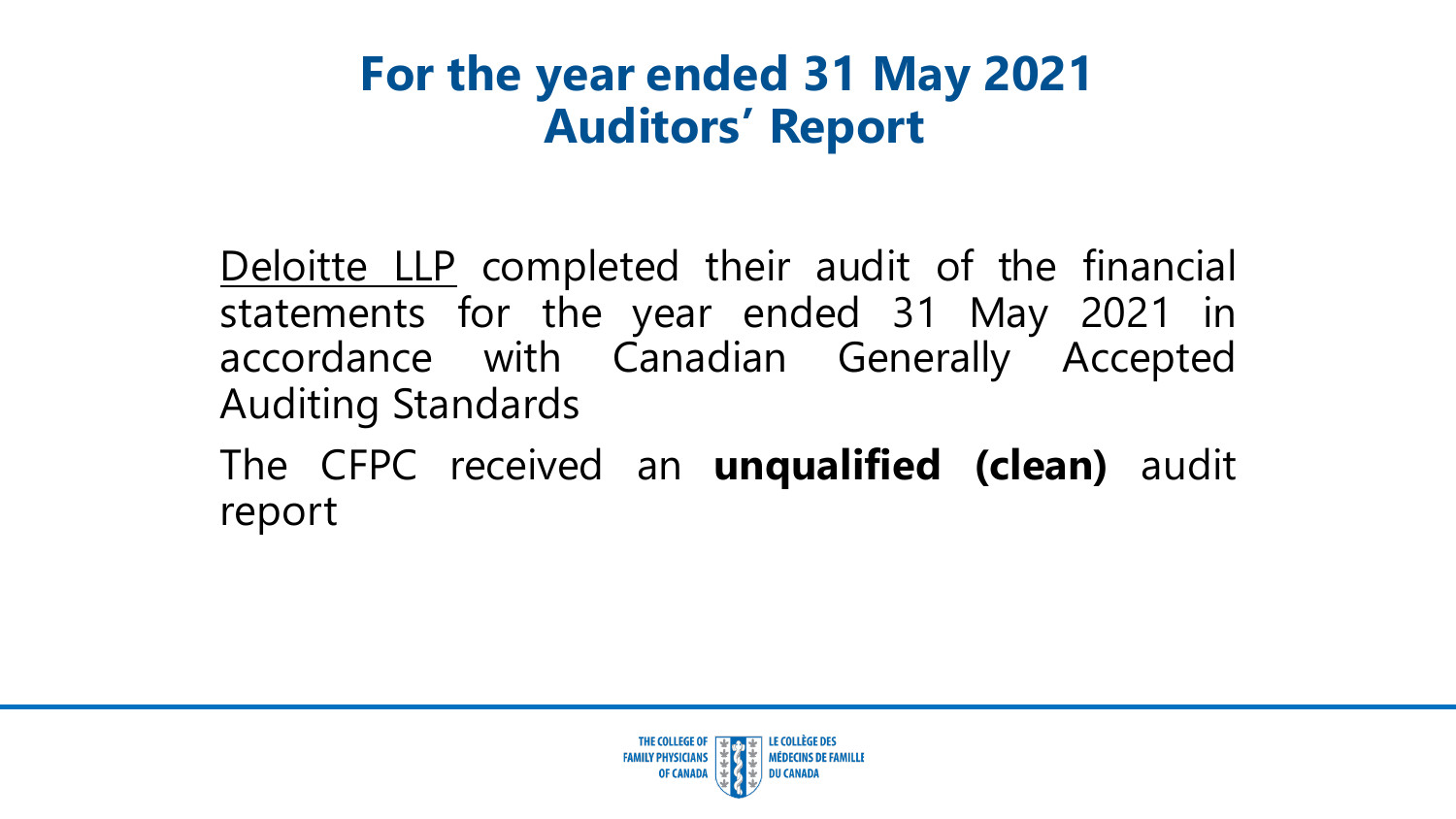# For the year ended 31 May 2021
# Auditors' Report

Deloitte LLP completed their audit of the financial statements for the year ended 31 May 2021 in accordance with Canadian Generally Accepted Auditing Standards

The CFPC received an **unqualified (clean)** audit report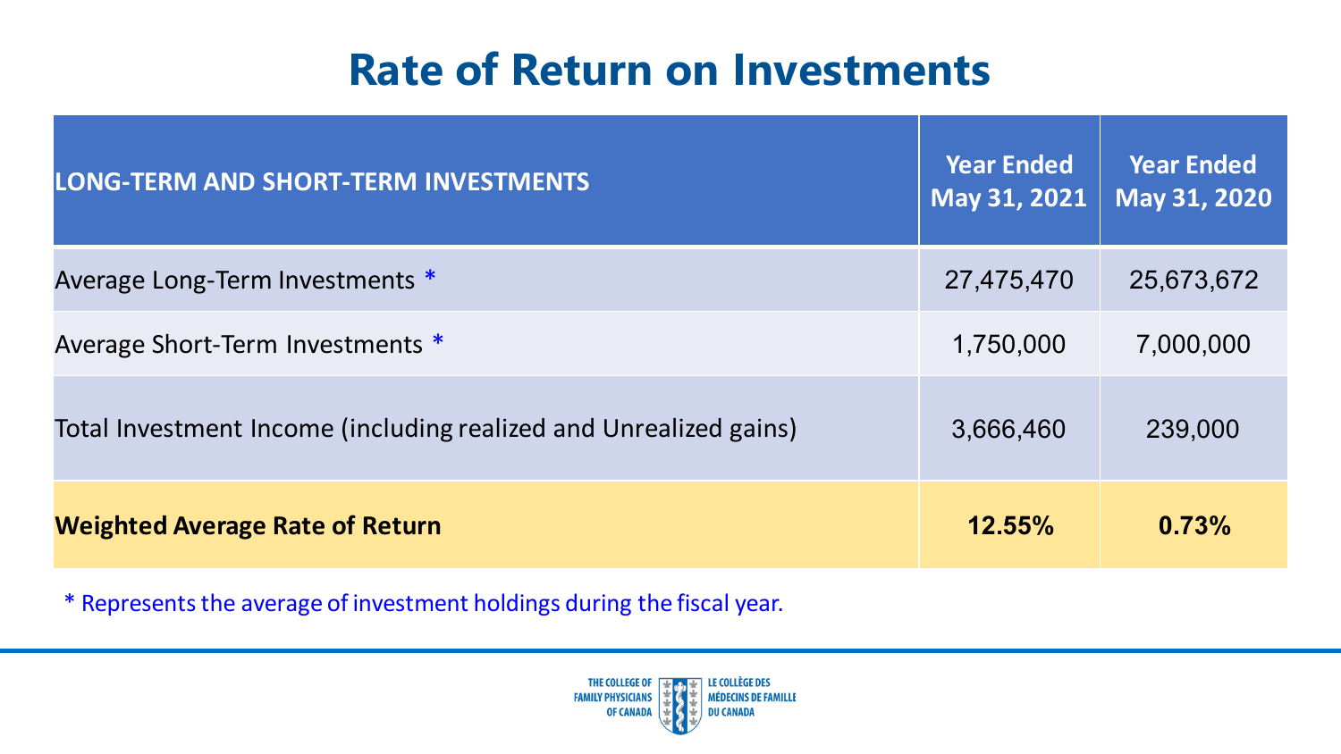# Rate of Return on Investments

| LONG-TERM AND SHORT-TERM INVESTMENTS | Year Ended May 31, 2021 | Year Ended May 31, 2020 |
|---|---|---|
| Average Long-Term Investments * | 27,475,470 | 25,673,672 |
| Average Short-Term Investments * | 1,750,000 | 7,000,000 |
| Total Investment Income (including realized and Unrealized gains) | 3,666,460 | 239,000 |
| **Weighted Average Rate of Return** | **12.55%** | **0.73%** |

* Represents the average of investment holdings during the fiscal year.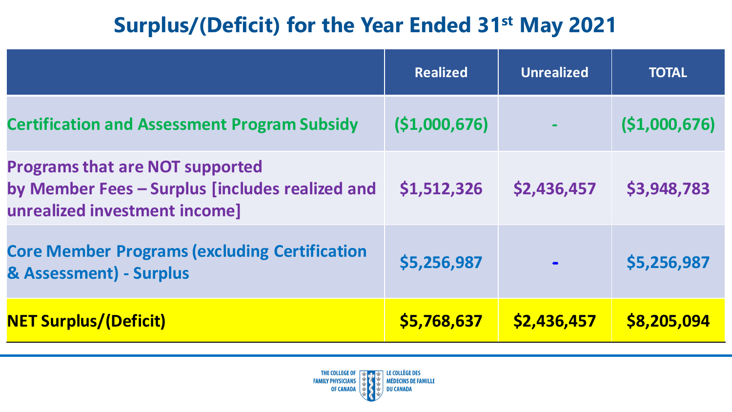# Surplus/(Deficit) for the Year Ended 31st May 2021

| | Realized | Unrealized | TOTAL |
|---|---|---|---|
| Certification and Assessment Program Subsidy | ($1,000,676) | - | ($1,000,676) |
| Programs that are NOT supported by Member Fees – Surplus [includes realized and unrealized investment income] | $1,512,326 | $2,436,457 | $3,948,783 |
| Core Member Programs (excluding Certification & Assessment) - Surplus | $5,256,987 | - | $5,256,987 |
| NET Surplus/(Deficit) | $5,768,637 | $2,436,457 | $8,205,094 |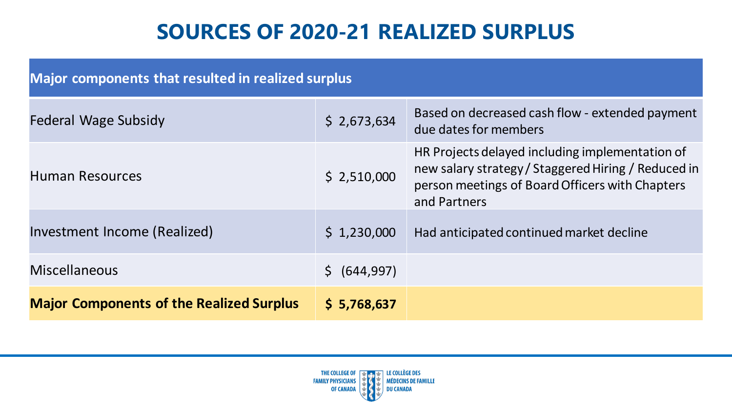# SOURCES OF 2020-21 REALIZED SURPLUS

| Major components that resulted in realized surplus | | |
|---|---|---|
| Federal Wage Subsidy | $ 2,673,634 | Based on decreased cash flow - extended payment due dates for members |
| Human Resources | $ 2,510,000 | HR Projects delayed including implementation of new salary strategy / Staggered Hiring / Reduced in person meetings of Board Officers with Chapters and Partners |
| Investment Income (Realized) | $ 1,230,000 | Had anticipated continued market decline |
| Miscellaneous | $ (644,997) | |
| **Major Components of the Realized Surplus** | **$ 5,768,637** | |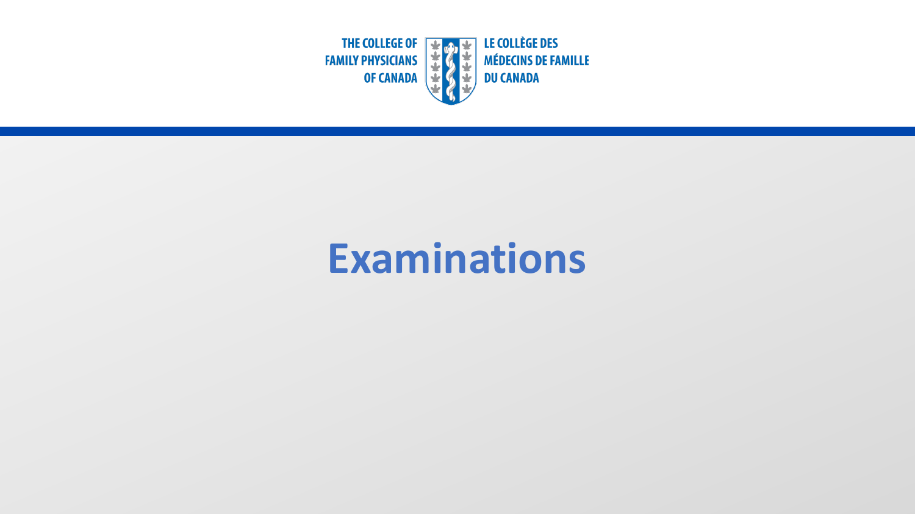THE COLLEGE OF FAMILY PHYSICIANS OF CANADA

LE COLLÈGE DES MÉDECINS DE FAMILLE DU CANADA

# Examinations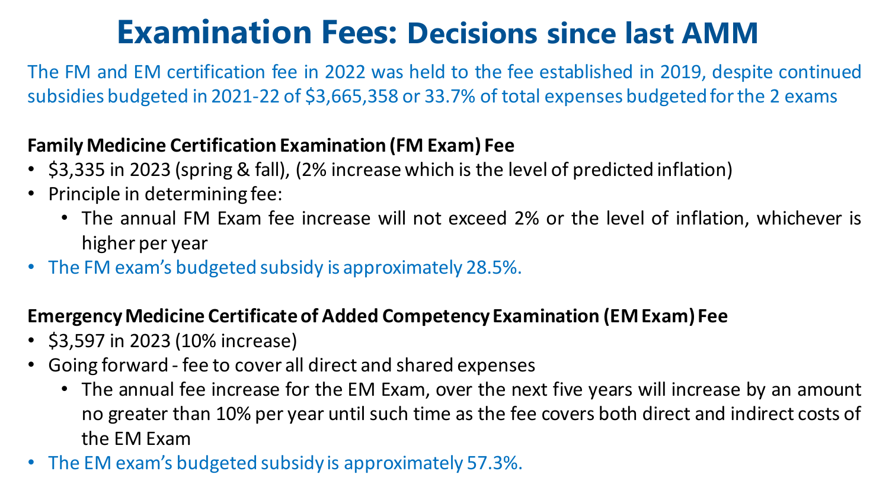# Examination Fees: Decisions since last AMM

The FM and EM certification fee in 2022 was held to the fee established in 2019, despite continued subsidies budgeted in 2021-22 of $3,665,358 or 33.7% of total expenses budgeted for the 2 exams

**Family Medicine Certification Examination (FM Exam) Fee**

- $3,335 in 2023 (spring & fall), (2% increase which is the level of predicted inflation)
- Principle in determining fee:
  - The annual FM Exam fee increase will not exceed 2% or the level of inflation, whichever is higher per year
- The FM exam's budgeted subsidy is approximately 28.5%.

**Emergency Medicine Certificate of Added Competency Examination (EM Exam) Fee**

- $3,597 in 2023 (10% increase)
- Going forward - fee to cover all direct and shared expenses
  - The annual fee increase for the EM Exam, over the next five years will increase by an amount no greater than 10% per year until such time as the fee covers both direct and indirect costs of the EM Exam
- The EM exam's budgeted subsidy is approximately 57.3%.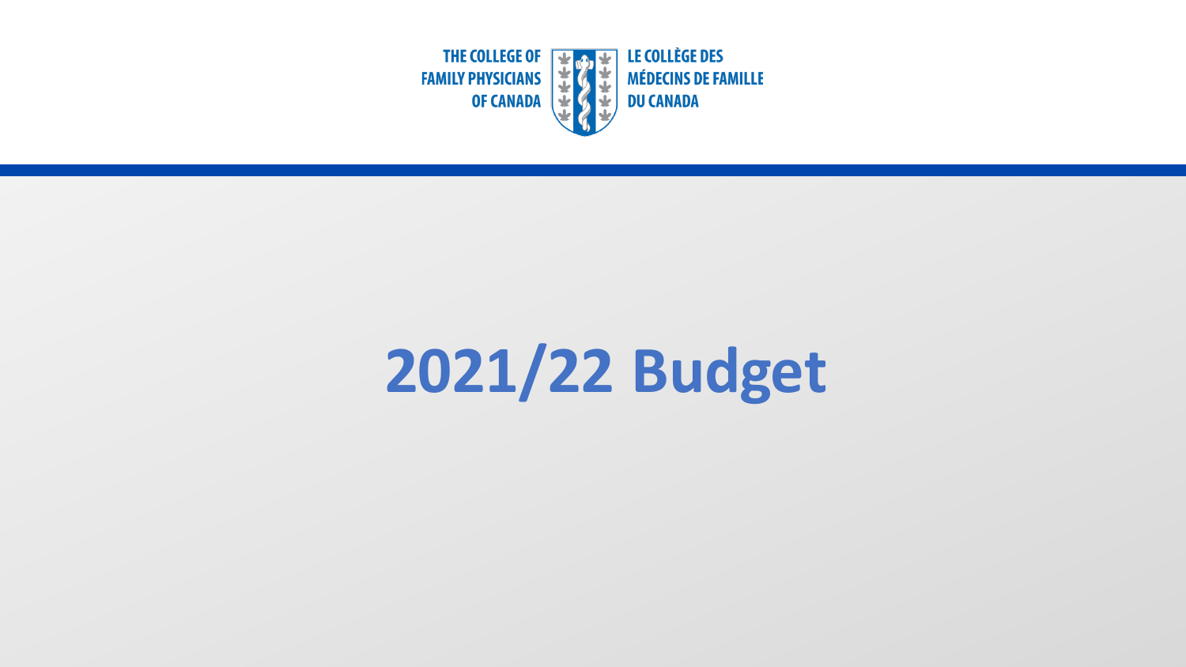THE COLLEGE OF FAMILY PHYSICIANS OF CANADA

LE COLLÈGE DES MÉDECINS DE FAMILLE DU CANADA

# 2021/22 Budget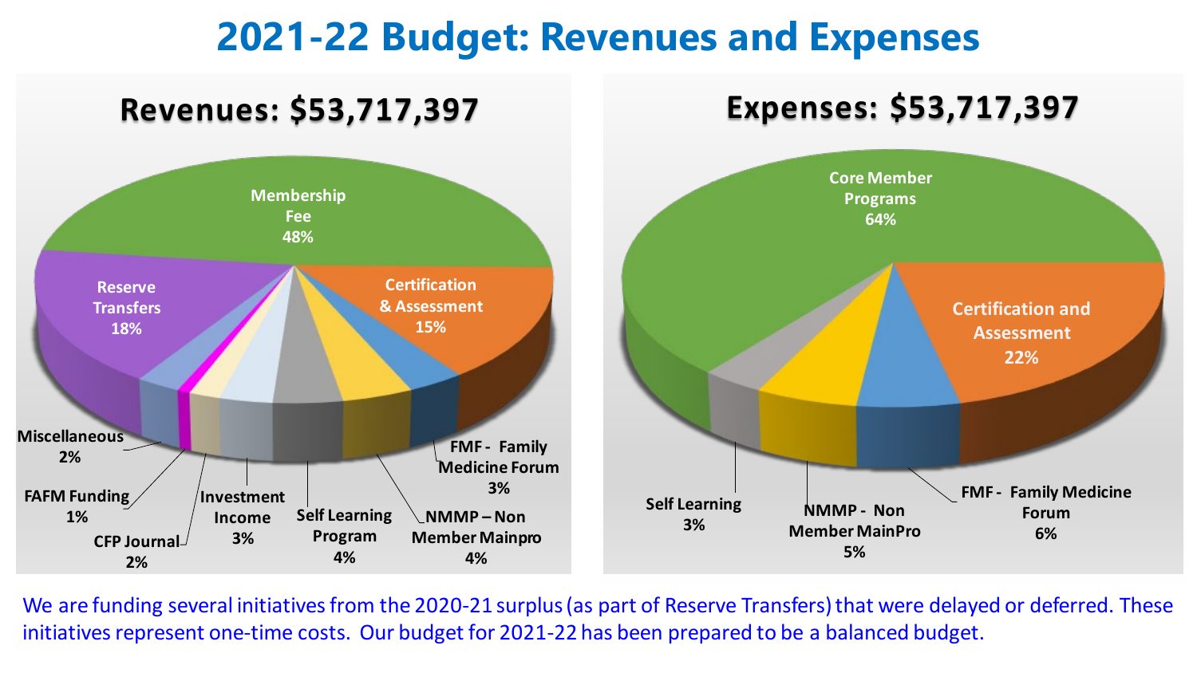# 2021-22 Budget: Revenues and Expenses

## Revenues: $53,717,397

| Category | Percentage |
| --- | --- |
| Membership Fee | 48% |
| Reserve Transfers | 18% |
| Certification & Assessment | 15% |
| FMF - Family Medicine Forum | 3% |
| NMMP – Non Member Mainpro | 4% |
| Self Learning Program | 4% |
| Investment Income | 3% |
| CFP Journal | 2% |
| FAFM Funding | 1% |
| Miscellaneous | 2% |

## Expenses: $53,717,397

| Category | Percentage |
| --- | --- |
| Core Member Programs | 64% |
| Certification and Assessment | 22% |
| FMF - Family Medicine Forum | 6% |
| NMMP - Non Member MainPro | 5% |
| Self Learning | 3% |

We are funding several initiatives from the 2020-21 surplus (as part of Reserve Transfers) that were delayed or deferred. These initiatives represent one-time costs. Our budget for 2021-22 has been prepared to be a balanced budget.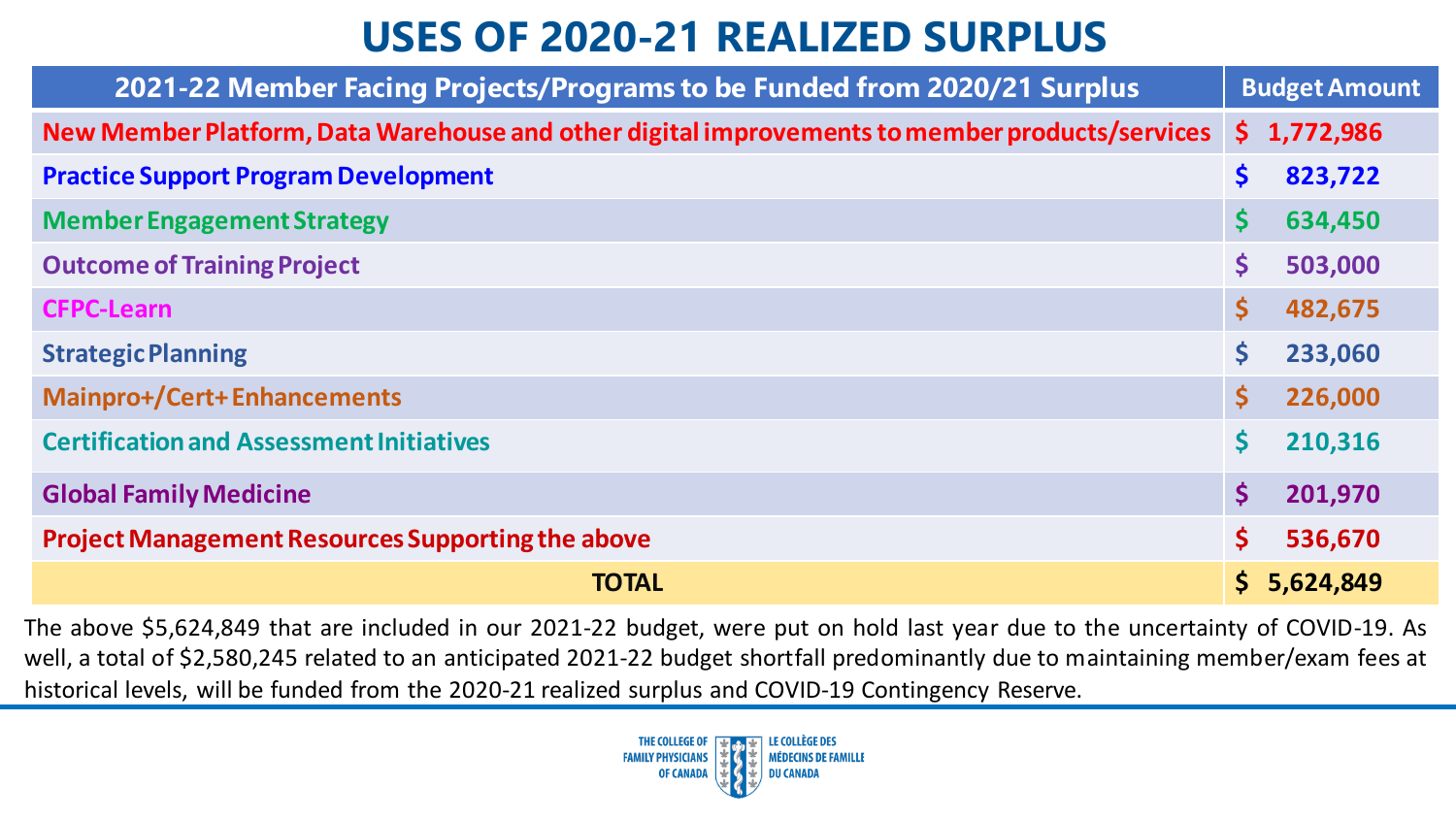# USES OF 2020-21 REALIZED SURPLUS

| 2021-22 Member Facing Projects/Programs to be Funded from 2020/21 Surplus | Budget Amount |
|---|---|
| New Member Platform, Data Warehouse and other digital improvements to member products/services | $ 1,772,986 |
| Practice Support Program Development | $ 823,722 |
| Member Engagement Strategy | $ 634,450 |
| Outcome of Training Project | $ 503,000 |
| CFPC-Learn | $ 482,675 |
| Strategic Planning | $ 233,060 |
| Mainpro+/Cert+ Enhancements | $ 226,000 |
| Certification and Assessment Initiatives | $ 210,316 |
| Global Family Medicine | $ 201,970 |
| Project Management Resources Supporting the above | $ 536,670 |
| **TOTAL** | **$ 5,624,849** |

The above $5,624,849 that are included in our 2021-22 budget, were put on hold last year due to the uncertainty of COVID-19. As well, a total of $2,580,245 related to an anticipated 2021-22 budget shortfall predominantly due to maintaining member/exam fees at historical levels, will be funded from the 2020-21 realized surplus and COVID-19 Contingency Reserve.

THE COLLEGE OF FAMILY PHYSICIANS OF CANADA | LE COLLÈGE DES MÉDECINS DE FAMILLE DU CANADA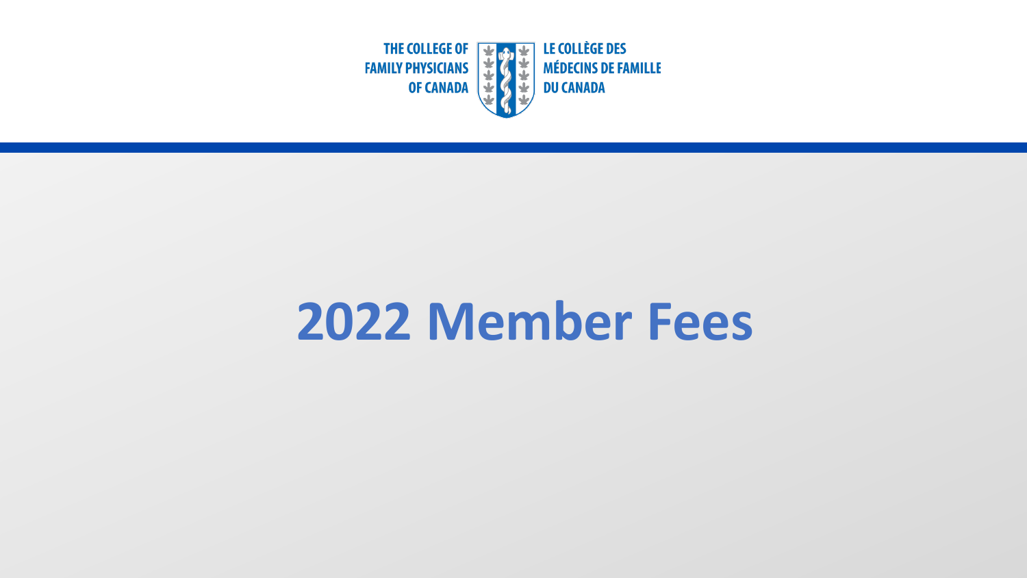THE COLLEGE OF FAMILY PHYSICIANS OF CANADA

LE COLLÈGE DES MÉDECINS DE FAMILLE DU CANADA

# 2022 Member Fees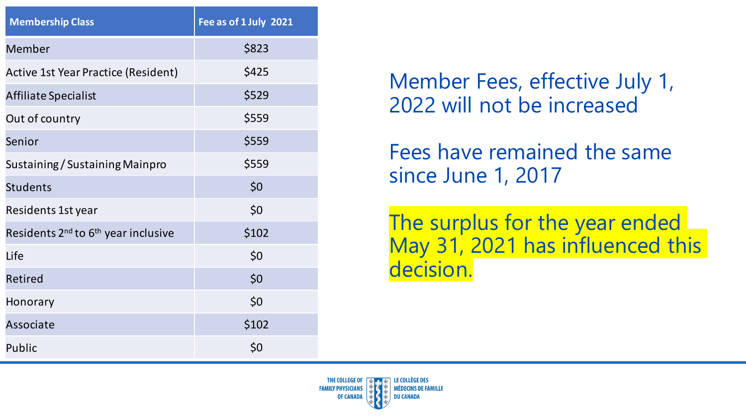| Membership Class | Fee as of 1 July 2021 |
| --- | --- |
| Member | $823 |
| Active 1st Year Practice (Resident) | $425 |
| Affiliate Specialist | $529 |
| Out of country | $559 |
| Senior | $559 |
| Sustaining / Sustaining Mainpro | $559 |
| Students | $0 |
| Residents 1st year | $0 |
| Residents 2nd to 6th year inclusive | $102 |
| Life | $0 |
| Retired | $0 |
| Honorary | $0 |
| Associate | $102 |
| Public | $0 |

Member Fees, effective July 1, 2022 will not be increased

Fees have remained the same since June 1, 2017

The surplus for the year ended May 31, 2021 has influenced this decision.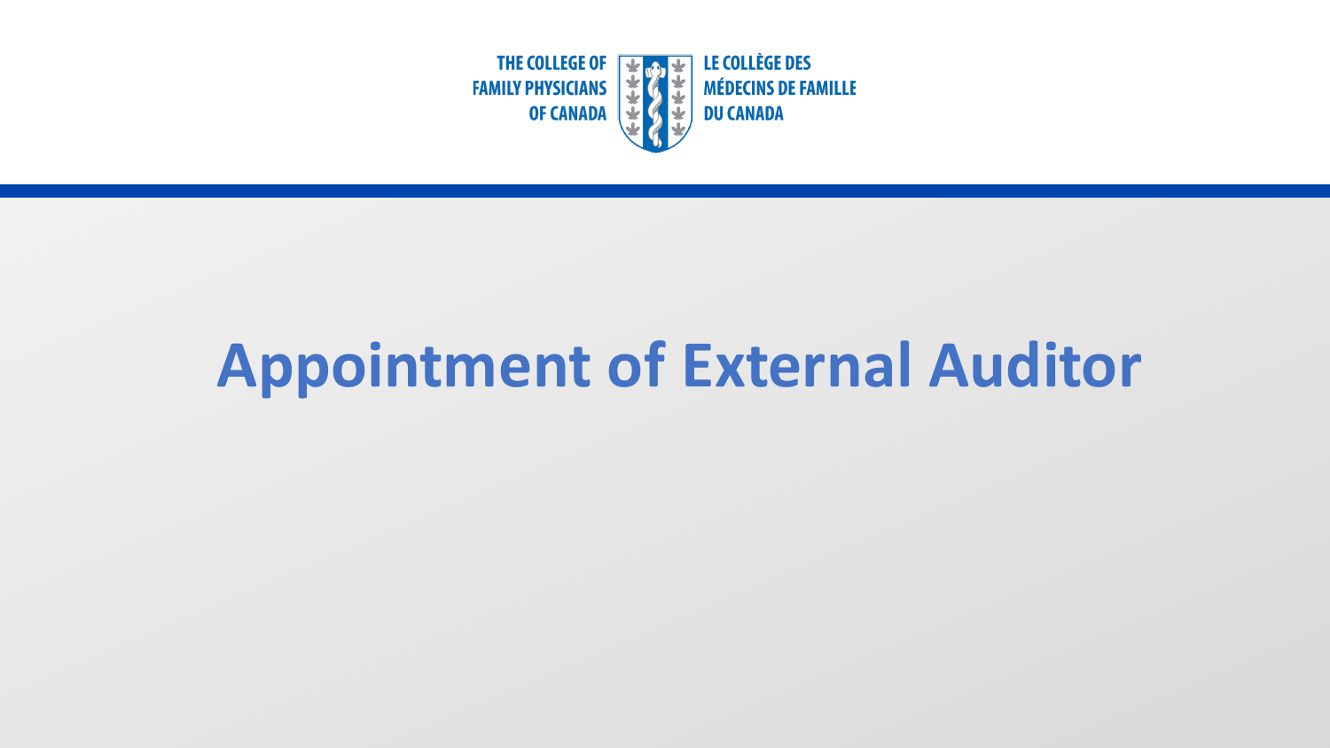THE COLLEGE OF FAMILY PHYSICIANS OF CANADA

LE COLLÈGE DES MÉDECINS DE FAMILLE DU CANADA

# Appointment of External Auditor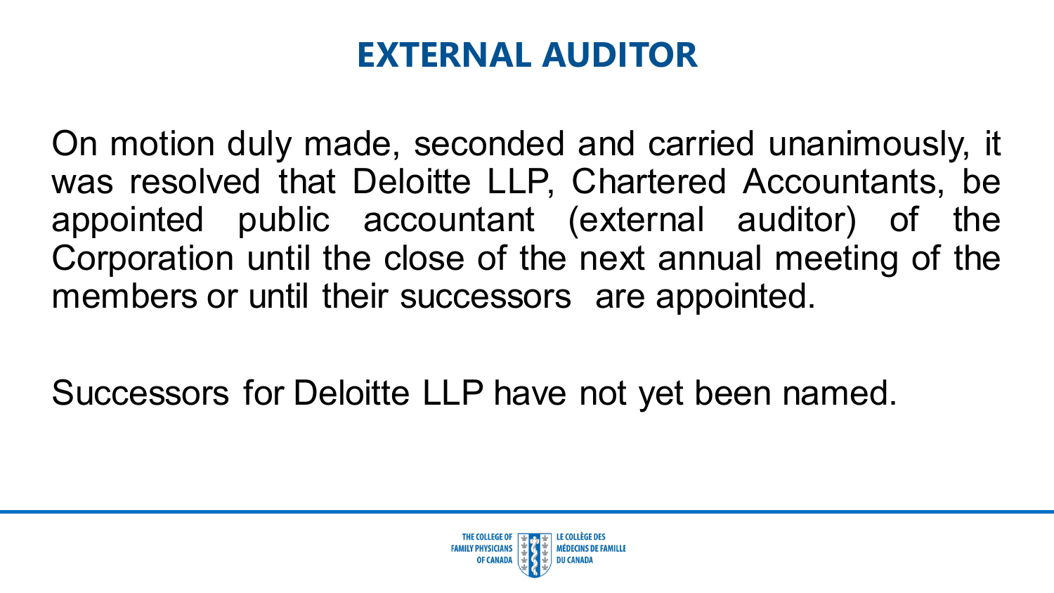# EXTERNAL AUDITOR

On motion duly made, seconded and carried unanimously, it was resolved that Deloitte LLP, Chartered Accountants, be appointed public accountant (external auditor) of the Corporation until the close of the next annual meeting of the members or until their successors are appointed.

Successors for Deloitte LLP have not yet been named.